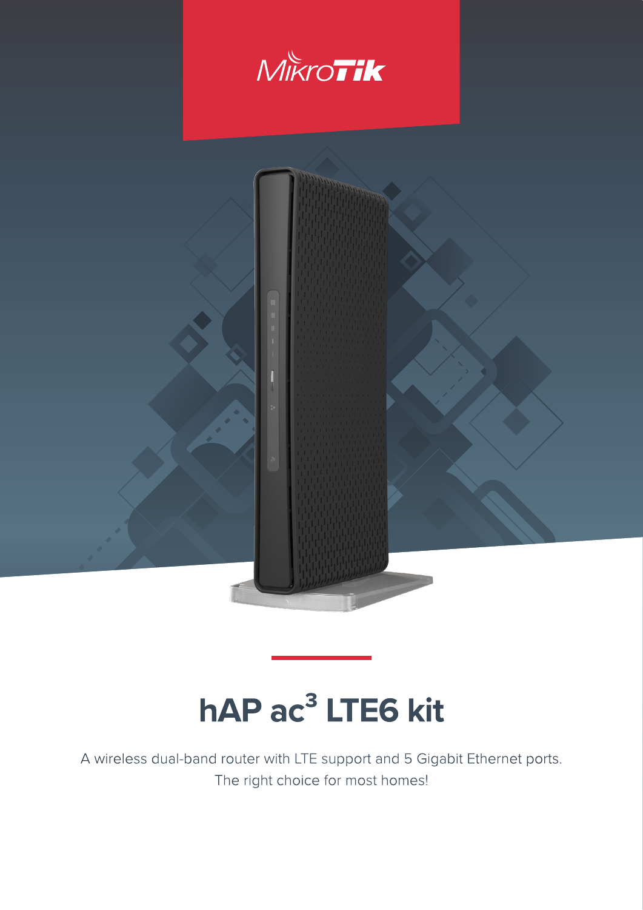MikroTik

# hAP ac$^3$ LTE6 kit

A wireless dual-band router with LTE support and 5 Gigabit Ethernet ports.
The right choice for most homes!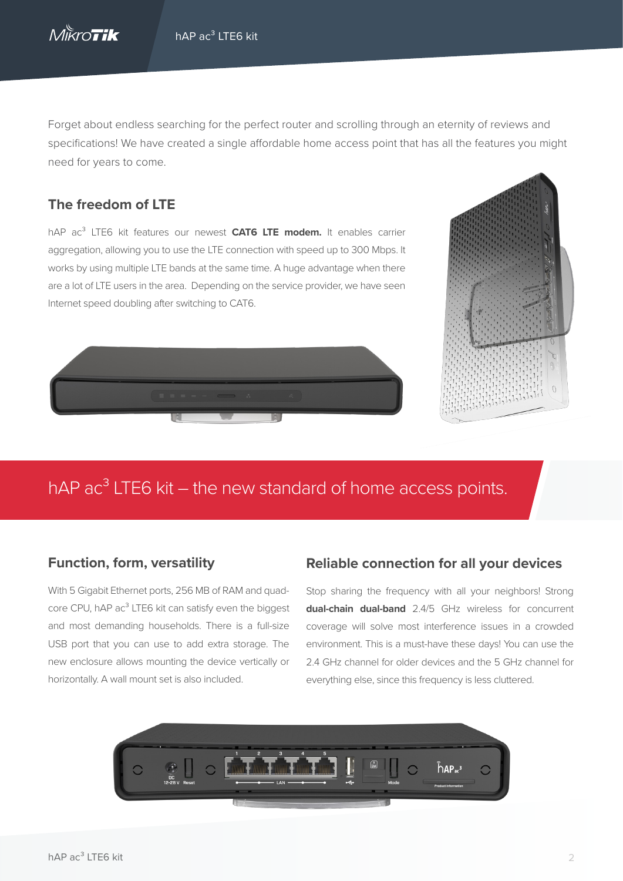Forget about endless searching for the perfect router and scrolling through an eternity of reviews and specifications! We have created a single affordable home access point that has all the features you might need for years to come.

## The freedom of LTE

hAP ac$^3$ LTE6 kit features our newest **CAT6 LTE modem.** It enables carrier aggregation, allowing you to use the LTE connection with speed up to 300 Mbps. It works by using multiple LTE bands at the same time. A huge advantage when there are a lot of LTE users in the area. Depending on the service provider, we have seen Internet speed doubling after switching to CAT6.

# hAP ac$^3$ LTE6 kit – the new standard of home access points.

## Function, form, versatility

With 5 Gigabit Ethernet ports, 256 MB of RAM and quad-core CPU, hAP ac$^3$ LTE6 kit can satisfy even the biggest and most demanding households. There is a full-size USB port that you can use to add extra storage. The new enclosure allows mounting the device vertically or horizontally. A wall mount set is also included.

## Reliable connection for all your devices

Stop sharing the frequency with all your neighbors! Strong **dual-chain dual-band** 2.4/5 GHz wireless for concurrent coverage will solve most interference issues in a crowded environment. This is a must-have these days! You can use the 2.4 GHz channel for older devices and the 5 GHz channel for everything else, since this frequency is less cluttered.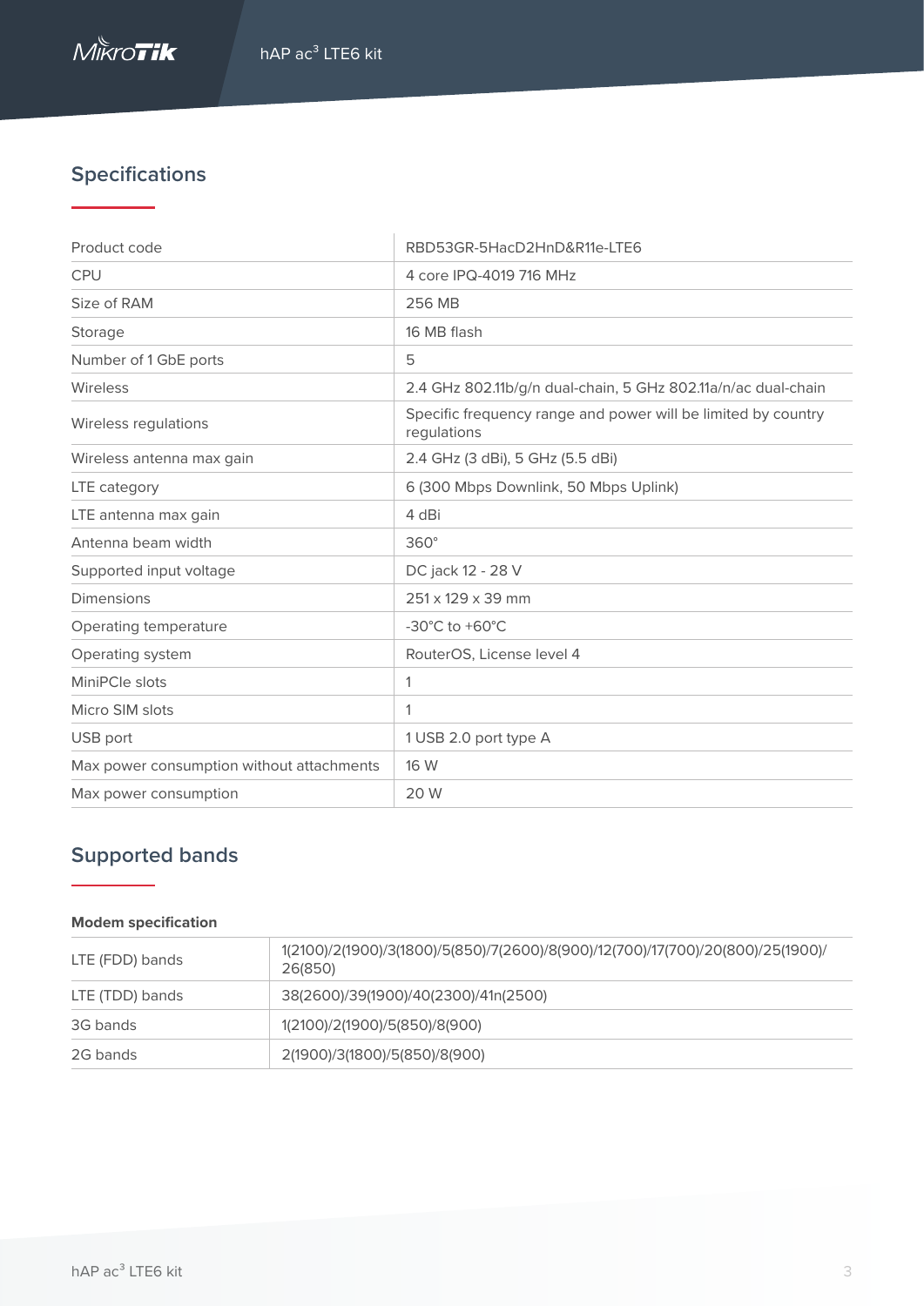## Specifications

| | |
|---|---|
| Product code | RBD53GR-5HacD2HnD&R11e-LTE6 |
| CPU | 4 core IPQ-4019 716 MHz |
| Size of RAM | 256 MB |
| Storage | 16 MB flash |
| Number of 1 GbE ports | 5 |
| Wireless | 2.4 GHz 802.11b/g/n dual-chain, 5 GHz 802.11a/n/ac dual-chain |
| Wireless regulations | Specific frequency range and power will be limited by country regulations |
| Wireless antenna max gain | 2.4 GHz (3 dBi), 5 GHz (5.5 dBi) |
| LTE category | 6 (300 Mbps Downlink, 50 Mbps Uplink) |
| LTE antenna max gain | 4 dBi |
| Antenna beam width | 360° |
| Supported input voltage | DC jack 12 - 28 V |
| Dimensions | 251 x 129 x 39 mm |
| Operating temperature | -30°C to +60°C |
| Operating system | RouterOS, License level 4 |
| MiniPCIe slots | 1 |
| Micro SIM slots | 1 |
| USB port | 1 USB 2.0 port type A |
| Max power consumption without attachments | 16 W |
| Max power consumption | 20 W |

## Supported bands

**Modem specification**

| | |
|---|---|
| LTE (FDD) bands | 1(2100)/2(1900)/3(1800)/5(850)/7(2600)/8(900)/12(700)/17(700)/20(800)/25(1900)/26(850) |
| LTE (TDD) bands | 38(2600)/39(1900)/40(2300)/41n(2500) |
| 3G bands | 1(2100)/2(1900)/5(850)/8(900) |
| 2G bands | 2(1900)/3(1800)/5(850)/8(900) |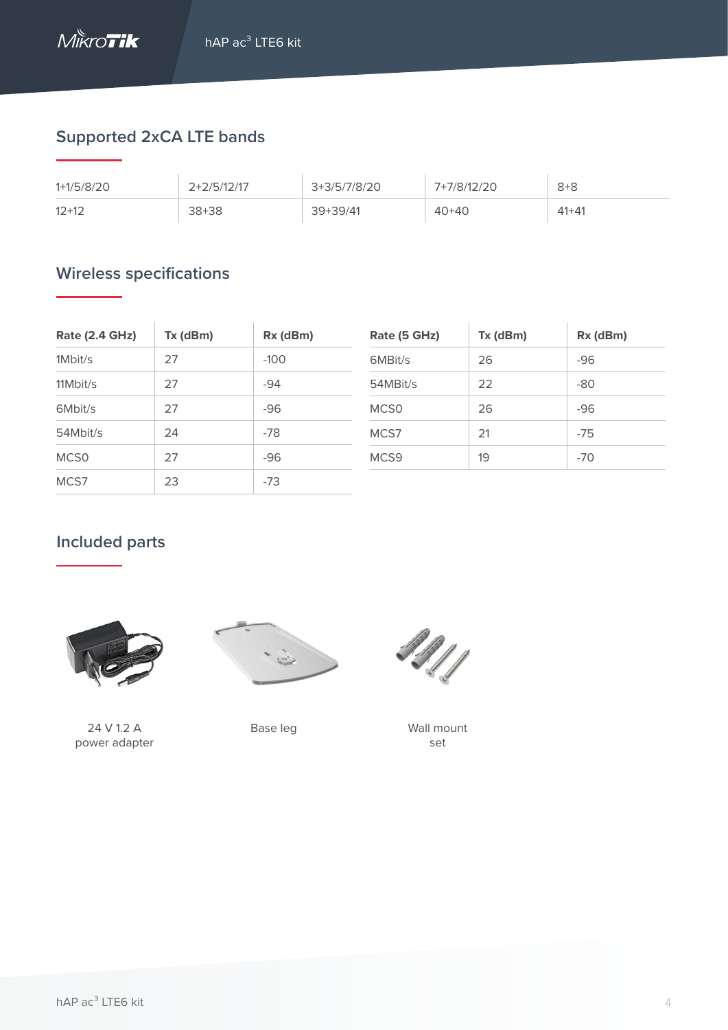## Supported 2xCA LTE bands

| | | | | |
|---|---|---|---|---|
| 1+1/5/8/20 | 2+2/5/12/17 | 3+3/5/7/8/20 | 7+7/8/12/20 | 8+8 |
| 12+12 | 38+38 | 39+39/41 | 40+40 | 41+41 |

## Wireless specifications

| Rate (2.4 GHz) | Tx (dBm) | Rx (dBm) |
|---|---|---|
| 1Mbit/s | 27 | -100 |
| 11Mbit/s | 27 | -94 |
| 6Mbit/s | 27 | -96 |
| 54Mbit/s | 24 | -78 |
| MCS0 | 27 | -96 |
| MCS7 | 23 | -73 |

| Rate (5 GHz) | Tx (dBm) | Rx (dBm) |
|---|---|---|
| 6MBit/s | 26 | -96 |
| 54MBit/s | 22 | -80 |
| MCS0 | 26 | -96 |
| MCS7 | 21 | -75 |
| MCS9 | 19 | -70 |

## Included parts

24 V 1.2 A power adapter

Base leg

Wall mount set